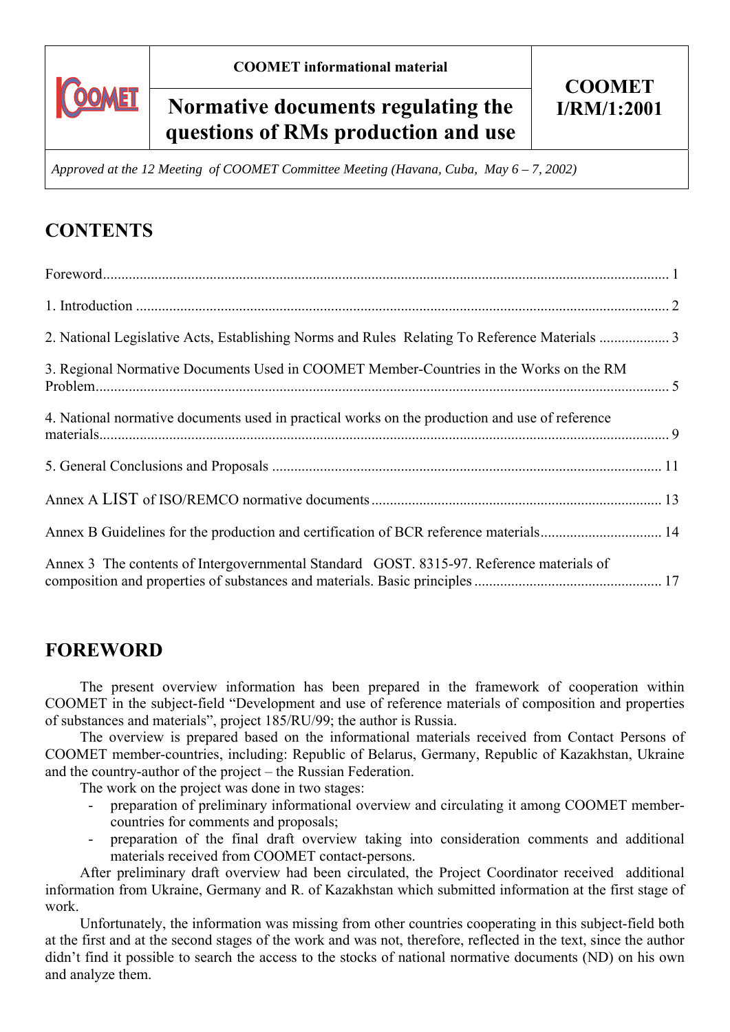| COOMET | COOMET informational material | COOMET I/RM/1:2001 |
|---|---|---|
| | **Normative documents regulating the questions of RMs production and use** | |

*Approved at the 12 Meeting of COOMET Committee Meeting (Havana, Cuba, May 6 – 7, 2002)*

# CONTENTS

Foreword ..... 1

1. Introduction ..... 2

2. National Legislative Acts, Establishing Norms and Rules Relating To Reference Materials ..... 3

3. Regional Normative Documents Used in COOMET Member-Countries in the Works on the RM Problem ..... 5

4. National normative documents used in practical works on the production and use of reference materials ..... 9

5. General Conclusions and Proposals ..... 11

Annex A LIST of ISO/REMCO normative documents ..... 13

Annex B Guidelines for the production and certification of BCR reference materials ..... 14

Annex 3 The contents of Intergovernmental Standard GOST. 8315-97. Reference materials of composition and properties of substances and materials. Basic principles ..... 17

# FOREWORD

The present overview information has been prepared in the framework of cooperation within COOMET in the subject-field "Development and use of reference materials of composition and properties of substances and materials", project 185/RU/99; the author is Russia.

The overview is prepared based on the informational materials received from Contact Persons of COOMET member-countries, including: Republic of Belarus, Germany, Republic of Kazakhstan, Ukraine and the country-author of the project – the Russian Federation.

The work on the project was done in two stages:

- preparation of preliminary informational overview and circulating it among COOMET member-countries for comments and proposals;
- preparation of the final draft overview taking into consideration comments and additional materials received from COOMET contact-persons.

After preliminary draft overview had been circulated, the Project Coordinator received additional information from Ukraine, Germany and R. of Kazakhstan which submitted information at the first stage of work.

Unfortunately, the information was missing from other countries cooperating in this subject-field both at the first and at the second stages of the work and was not, therefore, reflected in the text, since the author didn't find it possible to search the access to the stocks of national normative documents (ND) on his own and analyze them.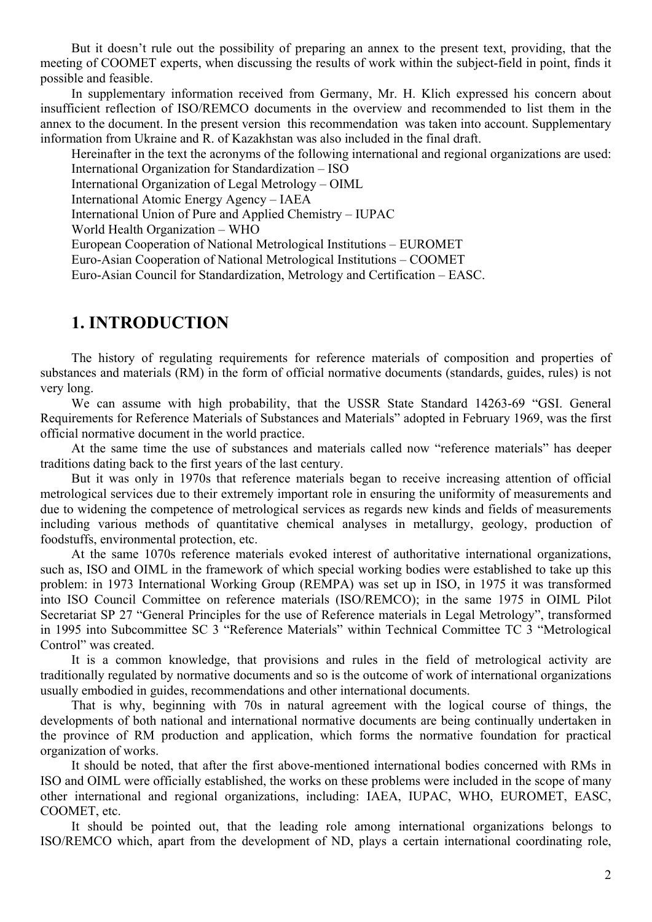But it doesn't rule out the possibility of preparing an annex to the present text, providing, that the meeting of COOMET experts, when discussing the results of work within the subject-field in point, finds it possible and feasible.

In supplementary information received from Germany, Mr. H. Klich expressed his concern about insufficient reflection of ISO/REMCO documents in the overview and recommended to list them in the annex to the document. In the present version this recommendation was taken into account. Supplementary information from Ukraine and R. of Kazakhstan was also included in the final draft.

Hereinafter in the text the acronyms of the following international and regional organizations are used:

International Organization for Standardization – ISO
International Organization of Legal Metrology – OIML
International Atomic Energy Agency – IAEA
International Union of Pure and Applied Chemistry – IUPAC
World Health Organization – WHO
European Cooperation of National Metrological Institutions – EUROMET
Euro-Asian Cooperation of National Metrological Institutions – COOMET
Euro-Asian Council for Standardization, Metrology and Certification – EASC.

## 1. INTRODUCTION

The history of regulating requirements for reference materials of composition and properties of substances and materials (RM) in the form of official normative documents (standards, guides, rules) is not very long.

We can assume with high probability, that the USSR State Standard 14263-69 "GSI. General Requirements for Reference Materials of Substances and Materials" adopted in February 1969, was the first official normative document in the world practice.

At the same time the use of substances and materials called now "reference materials" has deeper traditions dating back to the first years of the last century.

But it was only in 1970s that reference materials began to receive increasing attention of official metrological services due to their extremely important role in ensuring the uniformity of measurements and due to widening the competence of metrological services as regards new kinds and fields of measurements including various methods of quantitative chemical analyses in metallurgy, geology, production of foodstuffs, environmental protection, etc.

At the same 1070s reference materials evoked interest of authoritative international organizations, such as, ISO and OIML in the framework of which special working bodies were established to take up this problem: in 1973 International Working Group (REMPA) was set up in ISO, in 1975 it was transformed into ISO Council Committee on reference materials (ISO/REMCO); in the same 1975 in OIML Pilot Secretariat SP 27 "General Principles for the use of Reference materials in Legal Metrology", transformed in 1995 into Subcommittee SC 3 "Reference Materials" within Technical Committee TC 3 "Metrological Control" was created.

It is a common knowledge, that provisions and rules in the field of metrological activity are traditionally regulated by normative documents and so is the outcome of work of international organizations usually embodied in guides, recommendations and other international documents.

That is why, beginning with 70s in natural agreement with the logical course of things, the developments of both national and international normative documents are being continually undertaken in the province of RM production and application, which forms the normative foundation for practical organization of works.

It should be noted, that after the first above-mentioned international bodies concerned with RMs in ISO and OIML were officially established, the works on these problems were included in the scope of many other international and regional organizations, including: IAEA, IUPAC, WHO, EUROMET, EASC, COOMET, etc.

It should be pointed out, that the leading role among international organizations belongs to ISO/REMCO which, apart from the development of ND, plays a certain international coordinating role,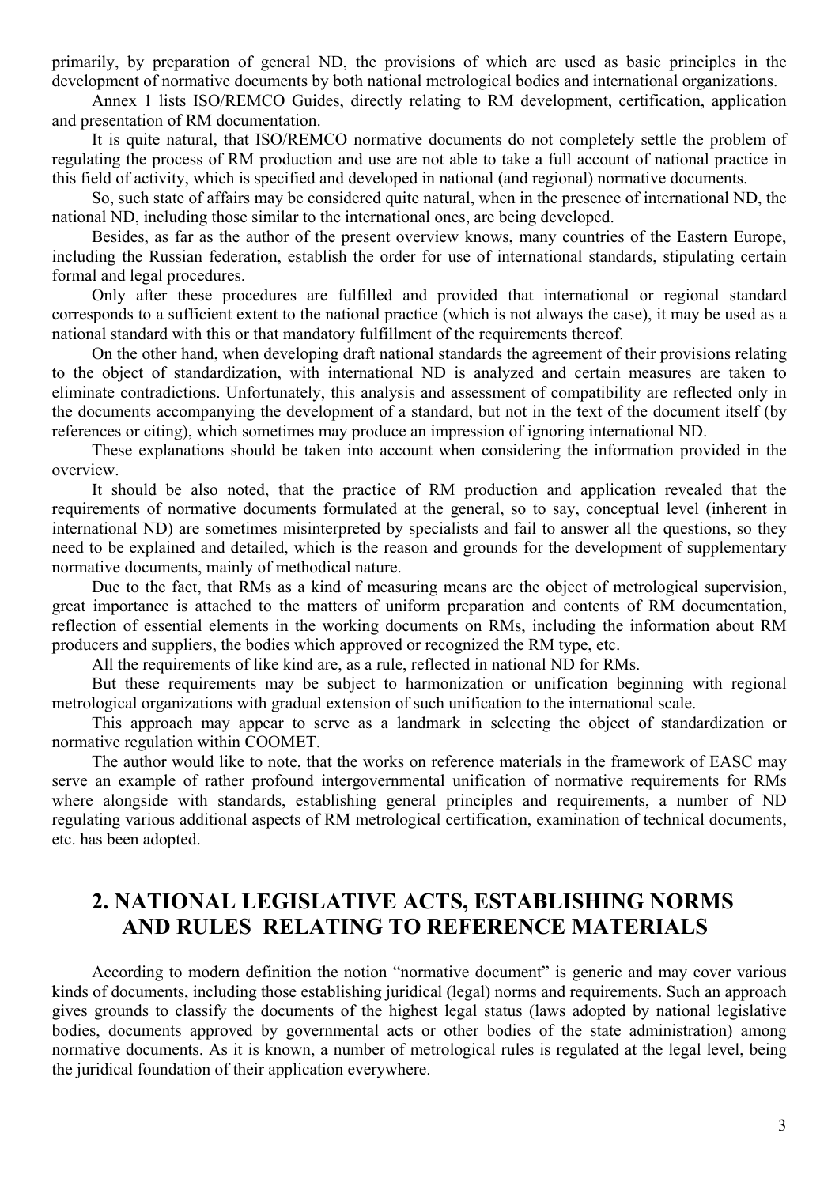primarily, by preparation of general ND, the provisions of which are used as basic principles in the development of normative documents by both national metrological bodies and international organizations.

Annex 1 lists ISO/REMCO Guides, directly relating to RM development, certification, application and presentation of RM documentation.

It is quite natural, that ISO/REMCO normative documents do not completely settle the problem of regulating the process of RM production and use are not able to take a full account of national practice in this field of activity, which is specified and developed in national (and regional) normative documents.

So, such state of affairs may be considered quite natural, when in the presence of international ND, the national ND, including those similar to the international ones, are being developed.

Besides, as far as the author of the present overview knows, many countries of the Eastern Europe, including the Russian federation, establish the order for use of international standards, stipulating certain formal and legal procedures.

Only after these procedures are fulfilled and provided that international or regional standard corresponds to a sufficient extent to the national practice (which is not always the case), it may be used as a national standard with this or that mandatory fulfillment of the requirements thereof.

On the other hand, when developing draft national standards the agreement of their provisions relating to the object of standardization, with international ND is analyzed and certain measures are taken to eliminate contradictions. Unfortunately, this analysis and assessment of compatibility are reflected only in the documents accompanying the development of a standard, but not in the text of the document itself (by references or citing), which sometimes may produce an impression of ignoring international ND.

These explanations should be taken into account when considering the information provided in the overview.

It should be also noted, that the practice of RM production and application revealed that the requirements of normative documents formulated at the general, so to say, conceptual level (inherent in international ND) are sometimes misinterpreted by specialists and fail to answer all the questions, so they need to be explained and detailed, which is the reason and grounds for the development of supplementary normative documents, mainly of methodical nature.

Due to the fact, that RMs as a kind of measuring means are the object of metrological supervision, great importance is attached to the matters of uniform preparation and contents of RM documentation, reflection of essential elements in the working documents on RMs, including the information about RM producers and suppliers, the bodies which approved or recognized the RM type, etc.

All the requirements of like kind are, as a rule, reflected in national ND for RMs.

But these requirements may be subject to harmonization or unification beginning with regional metrological organizations with gradual extension of such unification to the international scale.

This approach may appear to serve as a landmark in selecting the object of standardization or normative regulation within COOMET.

The author would like to note, that the works on reference materials in the framework of EASC may serve an example of rather profound intergovernmental unification of normative requirements for RMs where alongside with standards, establishing general principles and requirements, a number of ND regulating various additional aspects of RM metrological certification, examination of technical documents, etc. has been adopted.

## 2. NATIONAL LEGISLATIVE ACTS, ESTABLISHING NORMS AND RULES RELATING TO REFERENCE MATERIALS

According to modern definition the notion "normative document" is generic and may cover various kinds of documents, including those establishing juridical (legal) norms and requirements. Such an approach gives grounds to classify the documents of the highest legal status (laws adopted by national legislative bodies, documents approved by governmental acts or other bodies of the state administration) among normative documents. As it is known, a number of metrological rules is regulated at the legal level, being the juridical foundation of their application everywhere.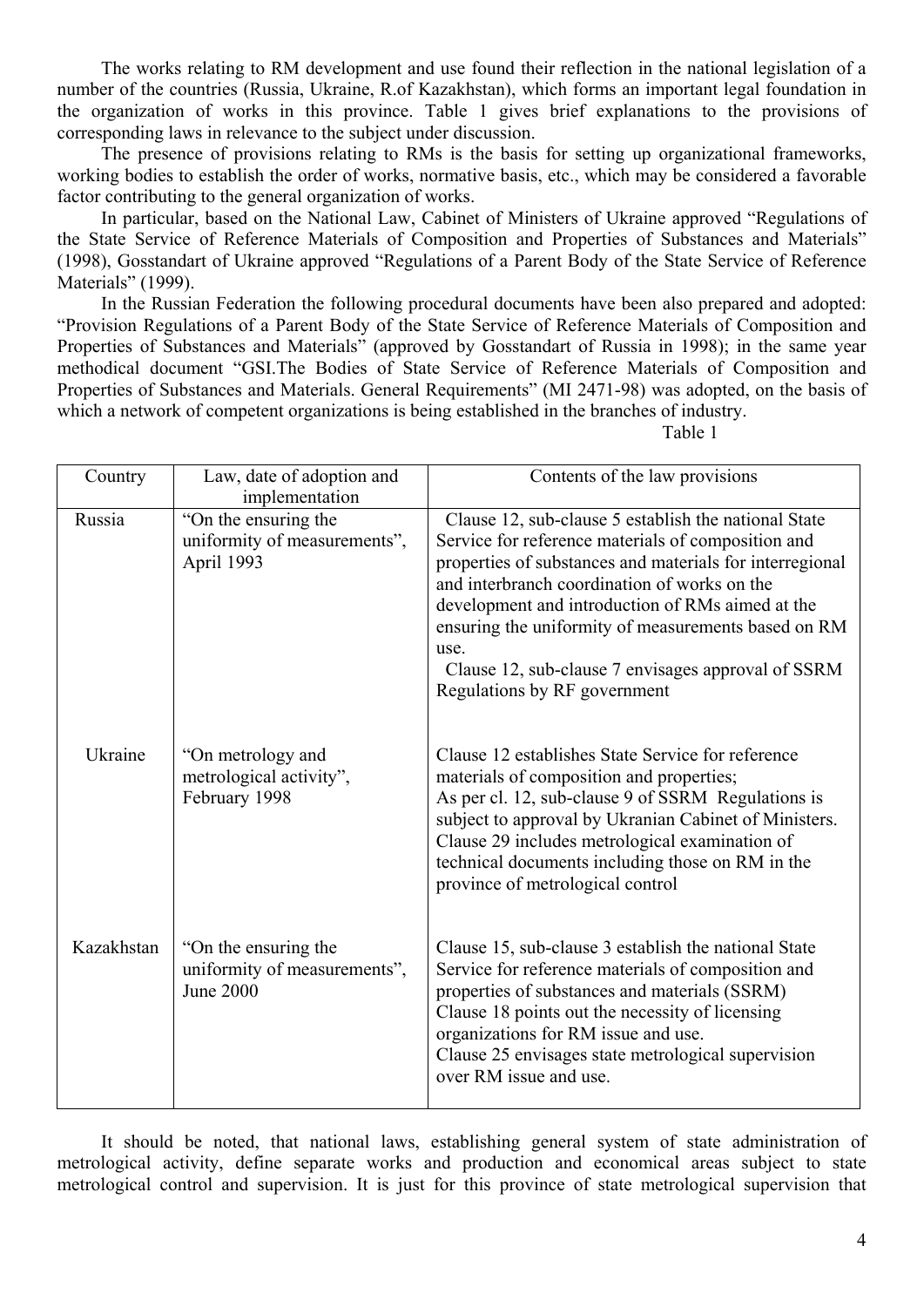The works relating to RM development and use found their reflection in the national legislation of a number of the countries (Russia, Ukraine, R.of Kazakhstan), which forms an important legal foundation in the organization of works in this province. Table 1 gives brief explanations to the provisions of corresponding laws in relevance to the subject under discussion.

The presence of provisions relating to RMs is the basis for setting up organizational frameworks, working bodies to establish the order of works, normative basis, etc., which may be considered a favorable factor contributing to the general organization of works.

In particular, based on the National Law, Cabinet of Ministers of Ukraine approved "Regulations of the State Service of Reference Materials of Composition and Properties of Substances and Materials" (1998), Gosstandart of Ukraine approved "Regulations of a Parent Body of the State Service of Reference Materials" (1999).

In the Russian Federation the following procedural documents have been also prepared and adopted: "Provision Regulations of a Parent Body of the State Service of Reference Materials of Composition and Properties of Substances and Materials" (approved by Gosstandart of Russia in 1998); in the same year methodical document "GSI.The Bodies of State Service of Reference Materials of Composition and Properties of Substances and Materials. General Requirements" (MI 2471-98) was adopted, on the basis of which a network of competent organizations is being established in the branches of industry.

Table 1

| Country | Law, date of adoption and implementation | Contents of the law provisions |
|---|---|---|
| Russia | "On the ensuring the uniformity of measurements", April 1993 | Clause 12, sub-clause 5 establish the national State Service for reference materials of composition and properties of substances and materials for interregional and interbranch coordination of works on the development and introduction of RMs aimed at the ensuring the uniformity of measurements based on RM use.<br>Clause 12, sub-clause 7 envisages approval of SSRM Regulations by RF government |
| Ukraine | "On metrology and metrological activity", February 1998 | Clause 12 establishes State Service for reference materials of composition and properties;<br>As per cl. 12, sub-clause 9 of SSRM Regulations is subject to approval by Ukranian Cabinet of Ministers.<br>Clause 29 includes metrological examination of technical documents including those on RM in the province of metrological control |
| Kazakhstan | "On the ensuring the uniformity of measurements", June 2000 | Clause 15, sub-clause 3 establish the national State Service for reference materials of composition and properties of substances and materials (SSRM)<br>Clause 18 points out the necessity of licensing organizations for RM issue and use.<br>Clause 25 envisages state metrological supervision over RM issue and use. |

It should be noted, that national laws, establishing general system of state administration of metrological activity, define separate works and production and economical areas subject to state metrological control and supervision. It is just for this province of state metrological supervision that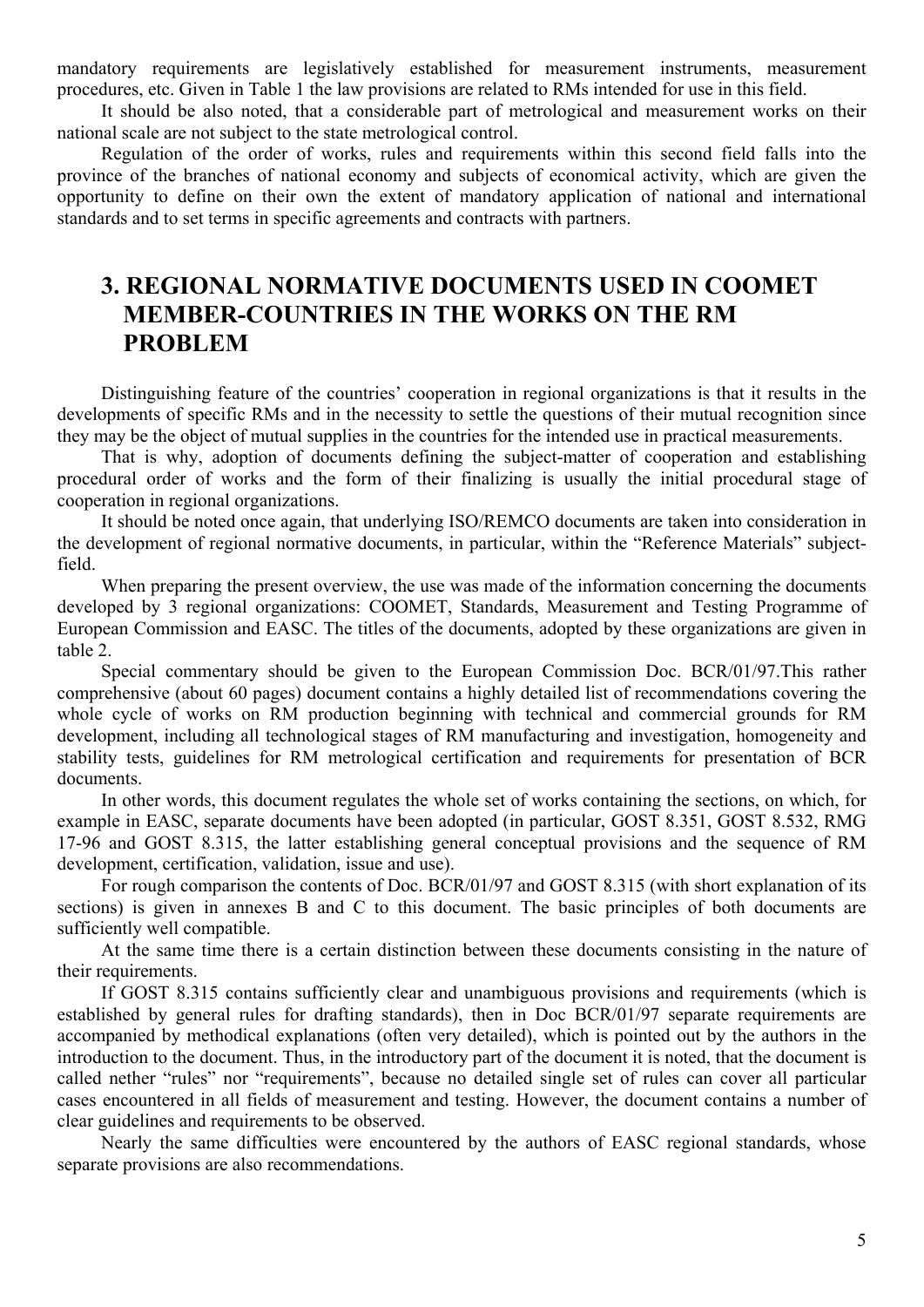mandatory requirements are legislatively established for measurement instruments, measurement procedures, etc. Given in Table 1 the law provisions are related to RMs intended for use in this field.

It should be also noted, that a considerable part of metrological and measurement works on their national scale are not subject to the state metrological control.

Regulation of the order of works, rules and requirements within this second field falls into the province of the branches of national economy and subjects of economical activity, which are given the opportunity to define on their own the extent of mandatory application of national and international standards and to set terms in specific agreements and contracts with partners.

## 3. REGIONAL NORMATIVE DOCUMENTS USED IN COOMET MEMBER-COUNTRIES IN THE WORKS ON THE RM PROBLEM

Distinguishing feature of the countries' cooperation in regional organizations is that it results in the developments of specific RMs and in the necessity to settle the questions of their mutual recognition since they may be the object of mutual supplies in the countries for the intended use in practical measurements.

That is why, adoption of documents defining the subject-matter of cooperation and establishing procedural order of works and the form of their finalizing is usually the initial procedural stage of cooperation in regional organizations.

It should be noted once again, that underlying ISO/REMCO documents are taken into consideration in the development of regional normative documents, in particular, within the "Reference Materials" subject-field.

When preparing the present overview, the use was made of the information concerning the documents developed by 3 regional organizations: COOMET, Standards, Measurement and Testing Programme of European Commission and EASC. The titles of the documents, adopted by these organizations are given in table 2.

Special commentary should be given to the European Commission Doc. BCR/01/97.This rather comprehensive (about 60 pages) document contains a highly detailed list of recommendations covering the whole cycle of works on RM production beginning with technical and commercial grounds for RM development, including all technological stages of RM manufacturing and investigation, homogeneity and stability tests, guidelines for RM metrological certification and requirements for presentation of BCR documents.

In other words, this document regulates the whole set of works containing the sections, on which, for example in EASC, separate documents have been adopted (in particular, GOST 8.351, GOST 8.532, RMG 17-96 and GOST 8.315, the latter establishing general conceptual provisions and the sequence of RM development, certification, validation, issue and use).

For rough comparison the contents of Doc. BCR/01/97 and GOST 8.315 (with short explanation of its sections) is given in annexes B and C to this document. The basic principles of both documents are sufficiently well compatible.

At the same time there is a certain distinction between these documents consisting in the nature of their requirements.

If GOST 8.315 contains sufficiently clear and unambiguous provisions and requirements (which is established by general rules for drafting standards), then in Doc BCR/01/97 separate requirements are accompanied by methodical explanations (often very detailed), which is pointed out by the authors in the introduction to the document. Thus, in the introductory part of the document it is noted, that the document is called nether "rules" nor "requirements", because no detailed single set of rules can cover all particular cases encountered in all fields of measurement and testing. However, the document contains a number of clear guidelines and requirements to be observed.

Nearly the same difficulties were encountered by the authors of EASC regional standards, whose separate provisions are also recommendations.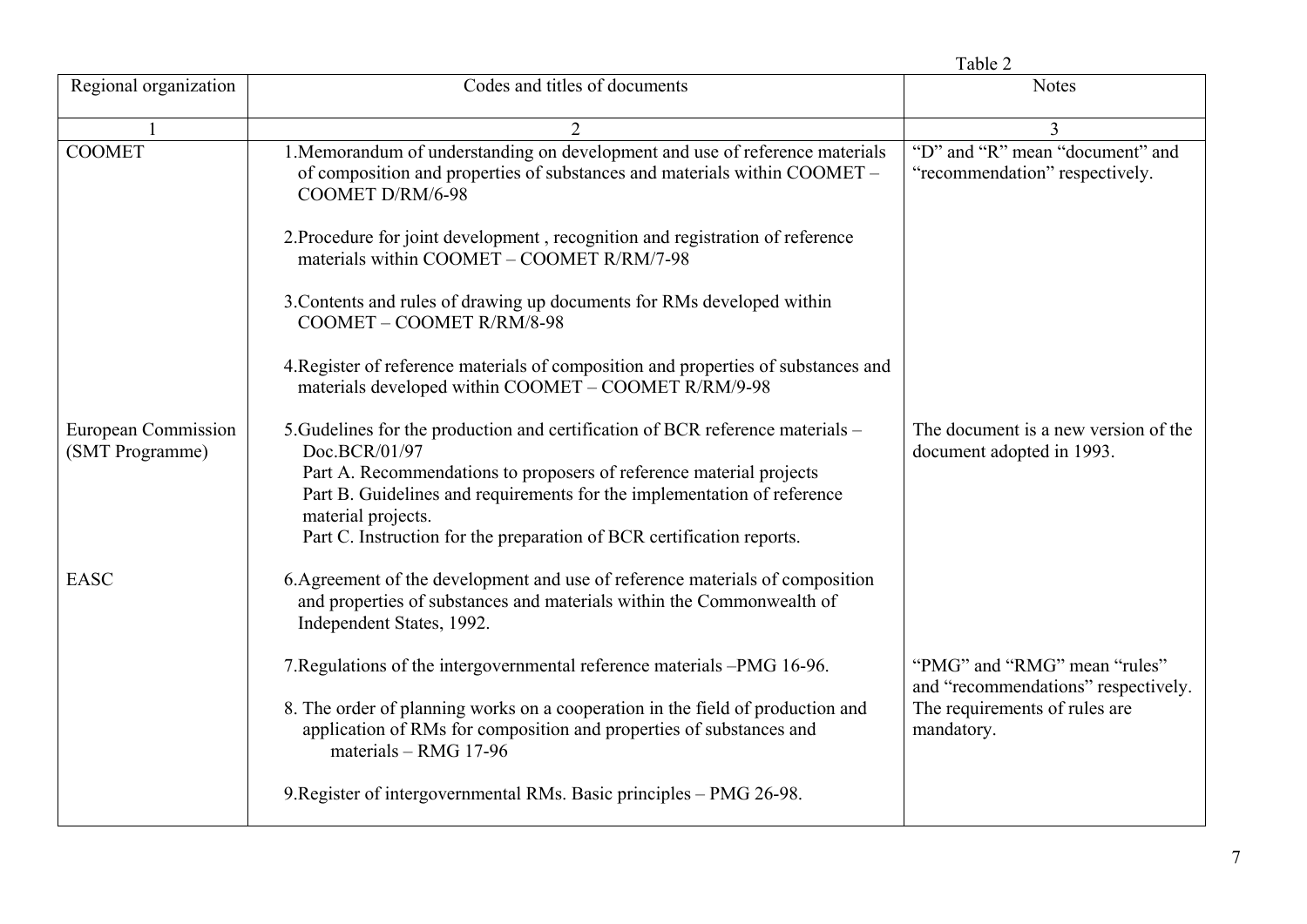Table 2

| Regional organization | Codes and titles of documents | Notes |
|---|---|---|
| 1 | 2 | 3 |
| COOMET | 1.Memorandum of understanding on development and use of reference materials of composition and properties of substances and materials within COOMET – COOMET D/RM/6-98 | "D" and "R" mean "document" and "recommendation" respectively. |
| | 2.Procedure for joint development , recognition and registration of reference materials within COOMET – COOMET R/RM/7-98 | |
| | 3.Contents and rules of drawing up documents for RMs developed within COOMET – COOMET R/RM/8-98 | |
| | 4.Register of reference materials of composition and properties of substances and materials developed within COOMET – COOMET R/RM/9-98 | |
| European Commission (SMT Programme) | 5.Gudelines for the production and certification of BCR reference materials – Doc.BCR/01/97<br>Part A. Recommendations to proposers of reference material projects<br>Part B. Guidelines and requirements for the implementation of reference material projects.<br>Part C. Instruction for the preparation of BCR certification reports. | The document is a new version of the document adopted in 1993. |
| EASC | 6.Agreement of the development and use of reference materials of composition and properties of substances and materials within the Commonwealth of Independent States, 1992. | |
| | 7.Regulations of the intergovernmental reference materials –PMG 16-96. | "PMG" and "RMG" mean "rules" and "recommendations" respectively. The requirements of rules are mandatory. |
| | 8. The order of planning works on a cooperation in the field of production and application of RMs for composition and properties of substances and materials – RMG 17-96 | |
| | 9.Register of intergovernmental RMs. Basic principles – PMG 26-98. | |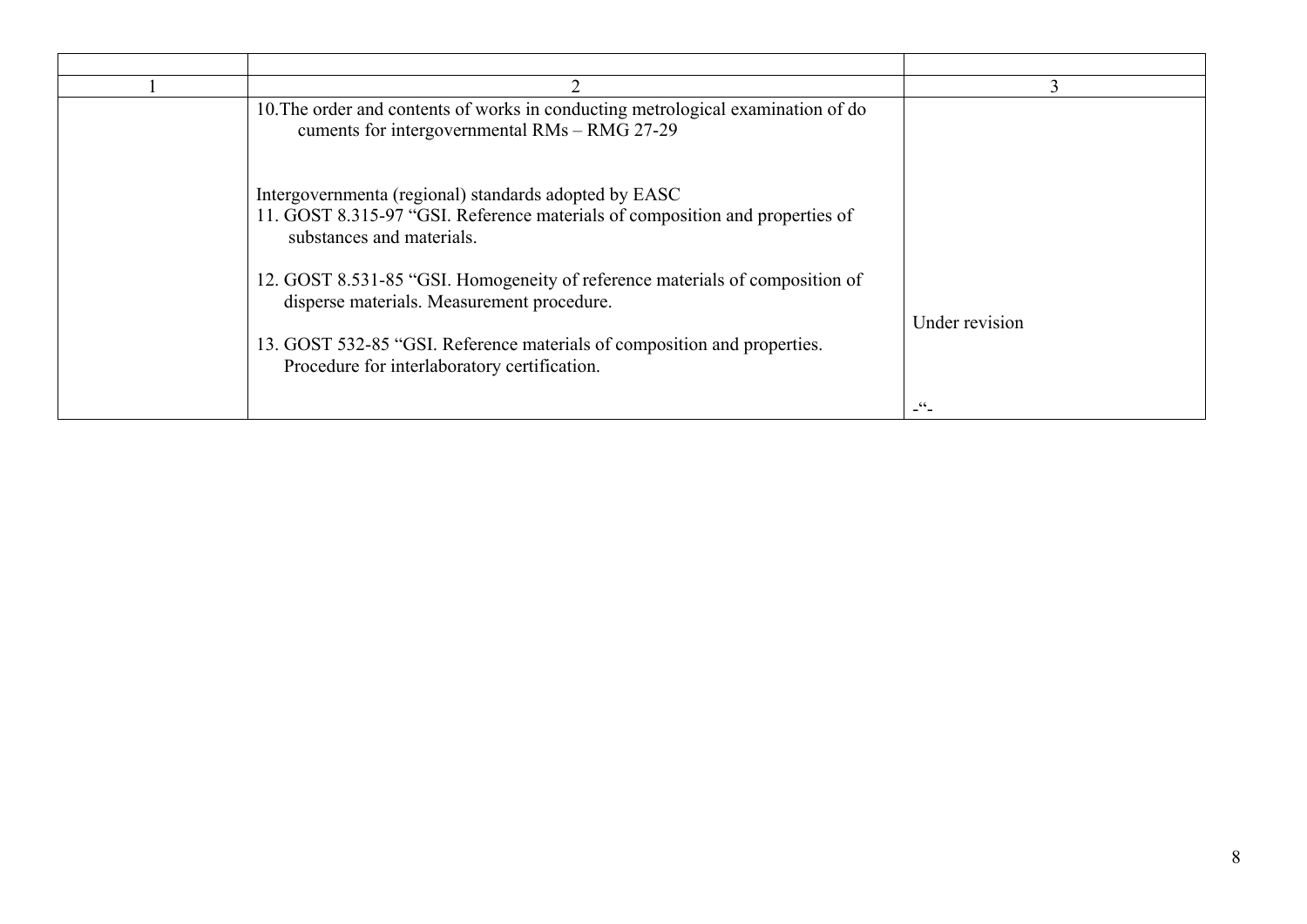| | | |
|---|---|---|
| 1 | 2 | 3 |
| | 10.The order and contents of works in conducting metrological examination of do cuments for intergovernmental RMs – RMG 27-29<br><br>Intergovernmenta (regional) standards adopted by EASC<br>11. GOST 8.315-97 "GSI. Reference materials of composition and properties of substances and materials.<br><br>12. GOST 8.531-85 "GSI. Homogeneity of reference materials of composition of disperse materials. Measurement procedure.<br><br>13. GOST 532-85 "GSI. Reference materials of composition and properties. Procedure for interlaboratory certification. | <br><br><br><br><br><br><br>Under revision<br><br><br>-"- |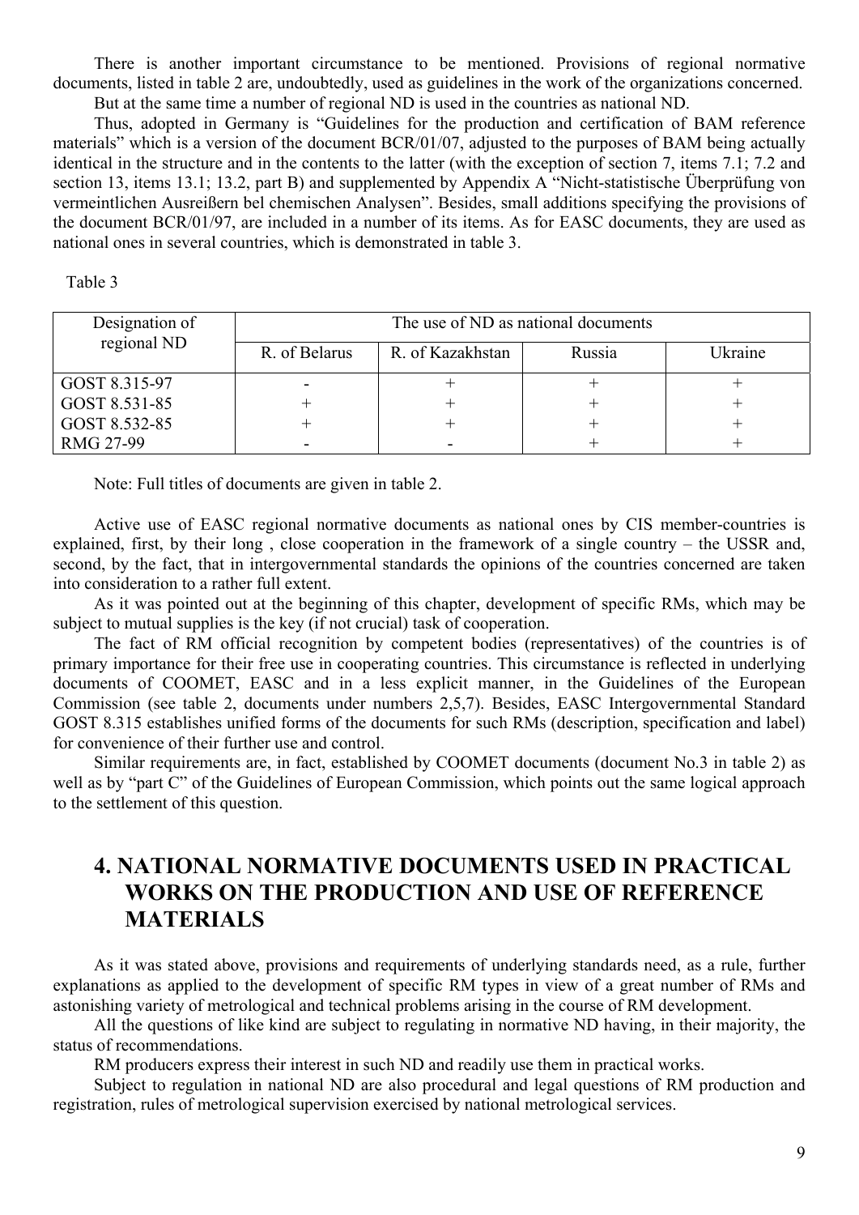There is another important circumstance to be mentioned. Provisions of regional normative documents, listed in table 2 are, undoubtedly, used as guidelines in the work of the organizations concerned.

But at the same time a number of regional ND is used in the countries as national ND.

Thus, adopted in Germany is "Guidelines for the production and certification of BAM reference materials" which is a version of the document BCR/01/07, adjusted to the purposes of BAM being actually identical in the structure and in the contents to the latter (with the exception of section 7, items 7.1; 7.2 and section 13, items 13.1; 13.2, part B) and supplemented by Appendix A "Nicht-statistische Überprüfung von vermeintlichen Ausreißern bel chemischen Analysen". Besides, small additions specifying the provisions of the document BCR/01/97, are included in a number of its items. As for EASC documents, they are used as national ones in several countries, which is demonstrated in table 3.

Table 3

| Designation of regional ND | The use of ND as national documents | | | |
|---|---|---|---|---|
| | R. of Belarus | R. of Kazakhstan | Russia | Ukraine |
| GOST 8.315-97 | - | + | + | + |
| GOST 8.531-85 | + | + | + | + |
| GOST 8.532-85 | + | + | + | + |
| RMG 27-99 | - | - | + | + |

Note: Full titles of documents are given in table 2.

Active use of EASC regional normative documents as national ones by CIS member-countries is explained, first, by their long , close cooperation in the framework of a single country – the USSR and, second, by the fact, that in intergovernmental standards the opinions of the countries concerned are taken into consideration to a rather full extent.

As it was pointed out at the beginning of this chapter, development of specific RMs, which may be subject to mutual supplies is the key (if not crucial) task of cooperation.

The fact of RM official recognition by competent bodies (representatives) of the countries is of primary importance for their free use in cooperating countries. This circumstance is reflected in underlying documents of COOMET, EASC and in a less explicit manner, in the Guidelines of the European Commission (see table 2, documents under numbers 2,5,7). Besides, EASC Intergovernmental Standard GOST 8.315 establishes unified forms of the documents for such RMs (description, specification and label) for convenience of their further use and control.

Similar requirements are, in fact, established by COOMET documents (document No.3 in table 2) as well as by "part C" of the Guidelines of European Commission, which points out the same logical approach to the settlement of this question.

# 4. NATIONAL NORMATIVE DOCUMENTS USED IN PRACTICAL WORKS ON THE PRODUCTION AND USE OF REFERENCE MATERIALS

As it was stated above, provisions and requirements of underlying standards need, as a rule, further explanations as applied to the development of specific RM types in view of a great number of RMs and astonishing variety of metrological and technical problems arising in the course of RM development.

All the questions of like kind are subject to regulating in normative ND having, in their majority, the status of recommendations.

RM producers express their interest in such ND and readily use them in practical works.

Subject to regulation in national ND are also procedural and legal questions of RM production and registration, rules of metrological supervision exercised by national metrological services.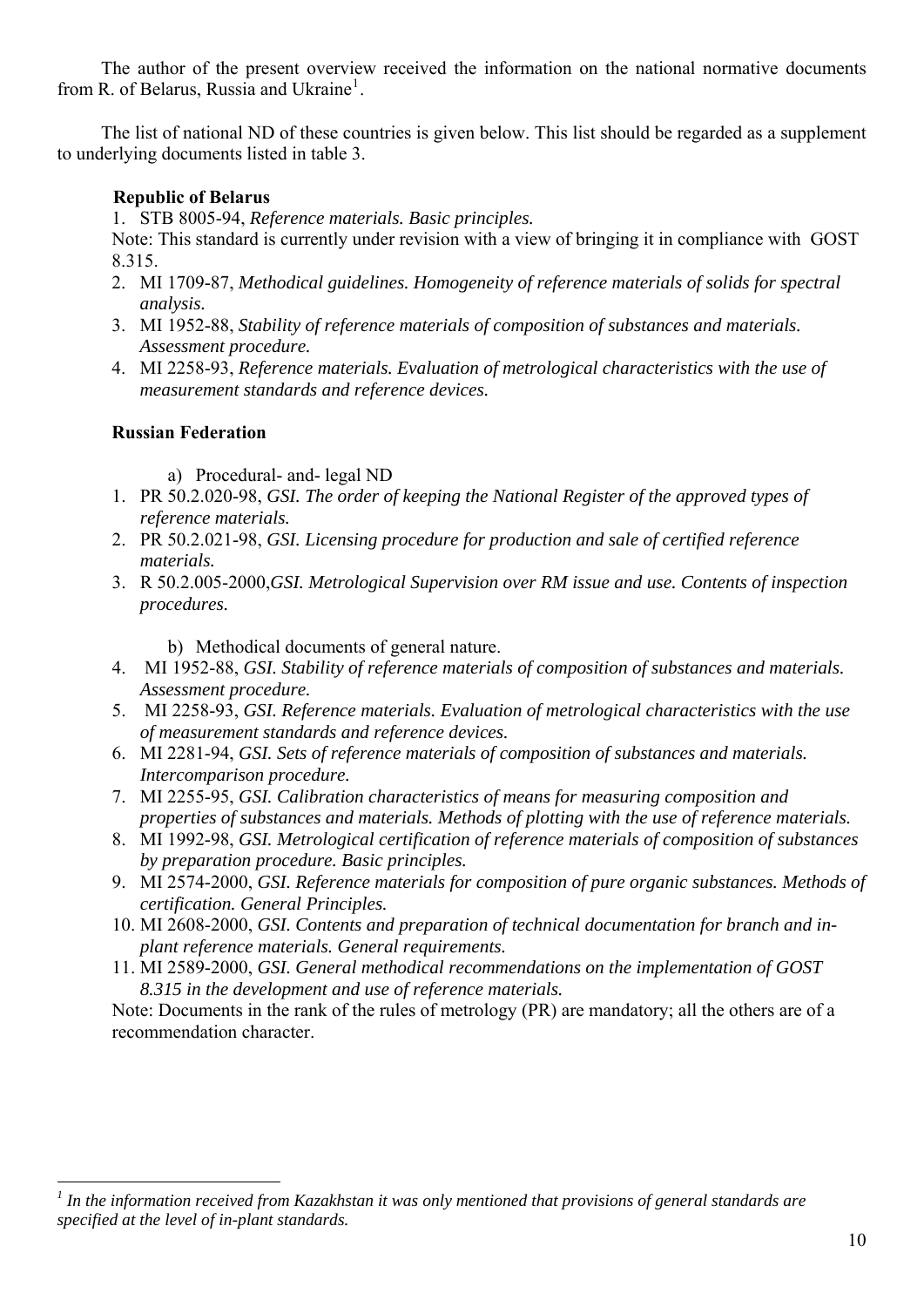The author of the present overview received the information on the national normative documents from R. of Belarus, Russia and Ukraine[1].

The list of national ND of these countries is given below. This list should be regarded as a supplement to underlying documents listed in table 3.

**Republic of Belarus**

1. STB 8005-94, *Reference materials. Basic principles.*

Note: This standard is currently under revision with a view of bringing it in compliance with GOST 8.315.

2. MI 1709-87, *Methodical guidelines. Homogeneity of reference materials of solids for spectral analysis.*
3. MI 1952-88, *Stability of reference materials of composition of substances and materials. Assessment procedure.*
4. MI 2258-93, *Reference materials. Evaluation of metrological characteristics with the use of measurement standards and reference devices.*

**Russian Federation**

a) Procedural- and- legal ND

1. PR 50.2.020-98, *GSI. The order of keeping the National Register of the approved types of reference materials.*
2. PR 50.2.021-98, *GSI. Licensing procedure for production and sale of certified reference materials.*
3. R 50.2.005-2000,*GSI. Metrological Supervision over RM issue and use. Contents of inspection procedures.*

b) Methodical documents of general nature.

4. MI 1952-88, *GSI. Stability of reference materials of composition of substances and materials. Assessment procedure.*
5. MI 2258-93, *GSI. Reference materials. Evaluation of metrological characteristics with the use of measurement standards and reference devices.*
6. MI 2281-94, *GSI. Sets of reference materials of composition of substances and materials. Intercomparison procedure.*
7. MI 2255-95, *GSI. Calibration characteristics of means for measuring composition and properties of substances and materials. Methods of plotting with the use of reference materials.*
8. MI 1992-98, *GSI. Metrological certification of reference materials of composition of substances by preparation procedure. Basic principles.*
9. MI 2574-2000, *GSI. Reference materials for composition of pure organic substances. Methods of certification. General Principles.*
10. MI 2608-2000, *GSI. Contents and preparation of technical documentation for branch and in-plant reference materials. General requirements.*
11. MI 2589-2000, *GSI. General methodical recommendations on the implementation of GOST 8.315 in the development and use of reference materials.*

Note: Documents in the rank of the rules of metrology (PR) are mandatory; all the others are of a recommendation character.

---

[1] *In the information received from Kazakhstan it was only mentioned that provisions of general standards are specified at the level of in-plant standards.*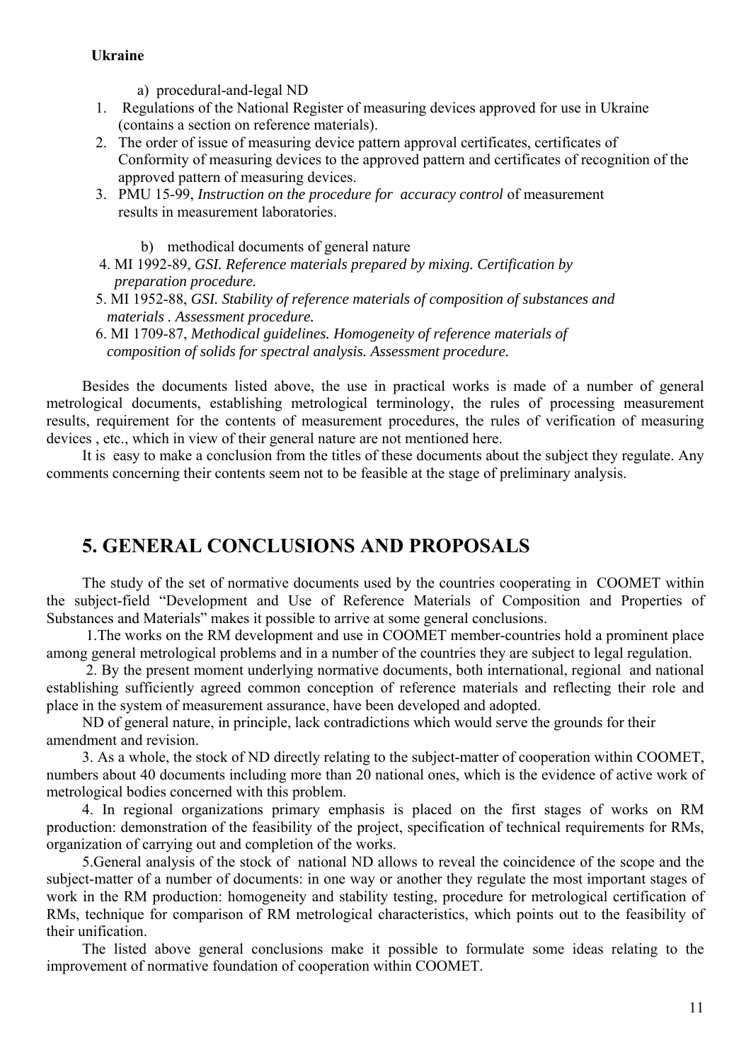**Ukraine**

a) procedural-and-legal ND

1. Regulations of the National Register of measuring devices approved for use in Ukraine (contains a section on reference materials).
2. The order of issue of measuring device pattern approval certificates, certificates of Conformity of measuring devices to the approved pattern and certificates of recognition of the approved pattern of measuring devices.
3. PMU 15-99, *Instruction on the procedure for accuracy control* of measurement results in measurement laboratories.

b) methodical documents of general nature

4. MI 1992-89, *GSI. Reference materials prepared by mixing. Certification by preparation procedure.*
5. MI 1952-88, *GSI. Stability of reference materials of composition of substances and materials . Assessment procedure.*
6. MI 1709-87, *Methodical guidelines. Homogeneity of reference materials of composition of solids for spectral analysis. Assessment procedure.*

Besides the documents listed above, the use in practical works is made of a number of general metrological documents, establishing metrological terminology, the rules of processing measurement results, requirement for the contents of measurement procedures, the rules of verification of measuring devices , etc., which in view of their general nature are not mentioned here.

It is easy to make a conclusion from the titles of these documents about the subject they regulate. Any comments concerning their contents seem not to be feasible at the stage of preliminary analysis.

## 5. GENERAL CONCLUSIONS AND PROPOSALS

The study of the set of normative documents used by the countries cooperating in COOMET within the subject-field "Development and Use of Reference Materials of Composition and Properties of Substances and Materials" makes it possible to arrive at some general conclusions.

1.The works on the RM development and use in COOMET member-countries hold a prominent place among general metrological problems and in a number of the countries they are subject to legal regulation.

2. By the present moment underlying normative documents, both international, regional and national establishing sufficiently agreed common conception of reference materials and reflecting their role and place in the system of measurement assurance, have been developed and adopted.

ND of general nature, in principle, lack contradictions which would serve the grounds for their amendment and revision.

3. As a whole, the stock of ND directly relating to the subject-matter of cooperation within COOMET, numbers about 40 documents including more than 20 national ones, which is the evidence of active work of metrological bodies concerned with this problem.

4. In regional organizations primary emphasis is placed on the first stages of works on RM production: demonstration of the feasibility of the project, specification of technical requirements for RMs, organization of carrying out and completion of the works.

5.General analysis of the stock of national ND allows to reveal the coincidence of the scope and the subject-matter of a number of documents: in one way or another they regulate the most important stages of work in the RM production: homogeneity and stability testing, procedure for metrological certification of RMs, technique for comparison of RM metrological characteristics, which points out to the feasibility of their unification.

The listed above general conclusions make it possible to formulate some ideas relating to the improvement of normative foundation of cooperation within COOMET.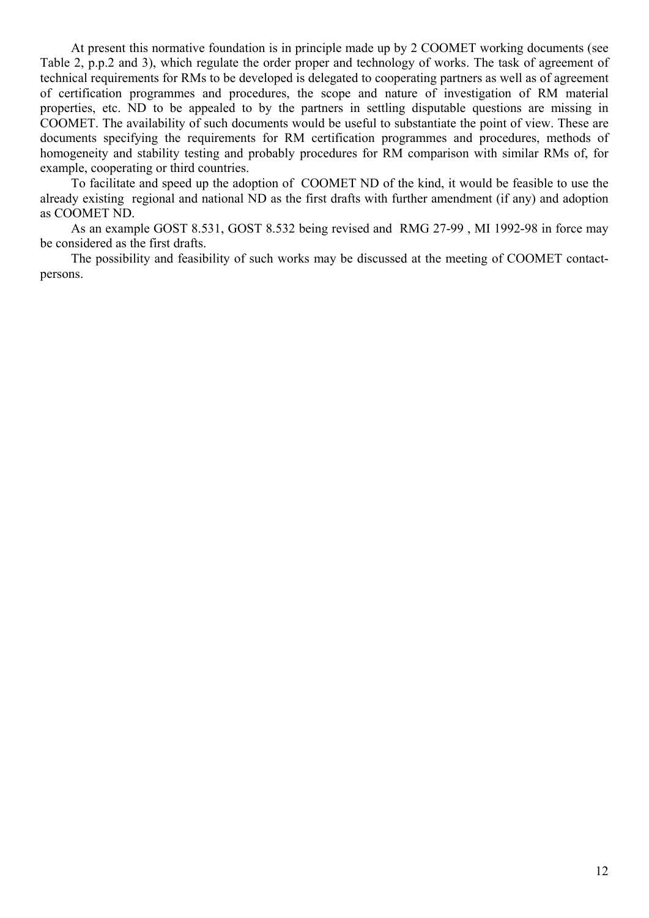At present this normative foundation is in principle made up by 2 COOMET working documents (see Table 2, p.p.2 and 3), which regulate the order proper and technology of works. The task of agreement of technical requirements for RMs to be developed is delegated to cooperating partners as well as of agreement of certification programmes and procedures, the scope and nature of investigation of RM material properties, etc. ND to be appealed to by the partners in settling disputable questions are missing in COOMET. The availability of such documents would be useful to substantiate the point of view. These are documents specifying the requirements for RM certification programmes and procedures, methods of homogeneity and stability testing and probably procedures for RM comparison with similar RMs of, for example, cooperating or third countries.

To facilitate and speed up the adoption of COOMET ND of the kind, it would be feasible to use the already existing regional and national ND as the first drafts with further amendment (if any) and adoption as COOMET ND.

As an example GOST 8.531, GOST 8.532 being revised and RMG 27-99 , MI 1992-98 in force may be considered as the first drafts.

The possibility and feasibility of such works may be discussed at the meeting of COOMET contact-persons.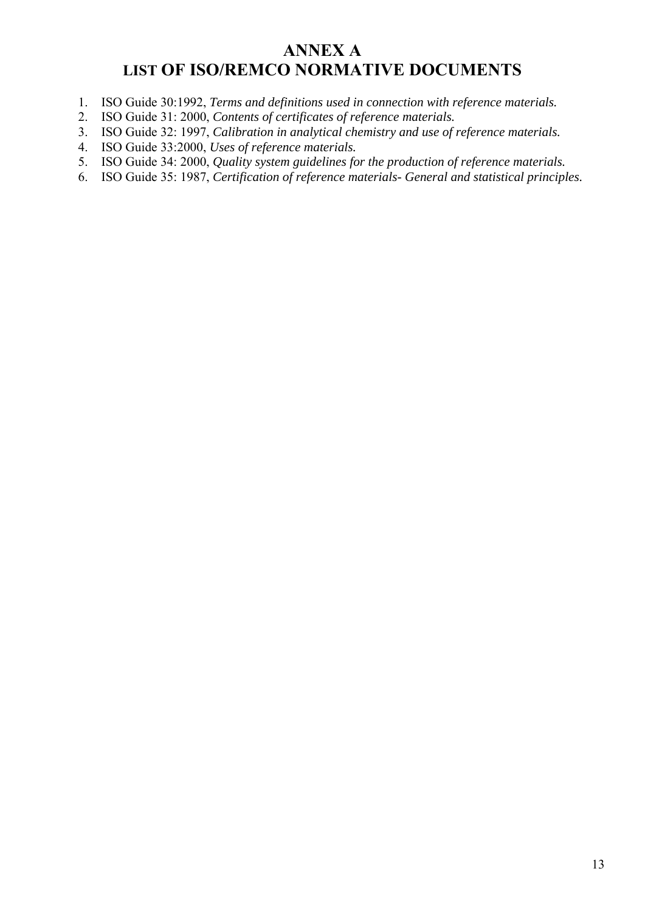# ANNEX A
# LIST OF ISO/REMCO NORMATIVE DOCUMENTS

1. ISO Guide 30:1992, *Terms and definitions used in connection with reference materials.*
2. ISO Guide 31: 2000, *Contents of certificates of reference materials.*
3. ISO Guide 32: 1997, *Calibration in analytical chemistry and use of reference materials.*
4. ISO Guide 33:2000, *Uses of reference materials.*
5. ISO Guide 34: 2000, *Quality system guidelines for the production of reference materials.*
6. ISO Guide 35: 1987, *Certification of reference materials- General and statistical principles*.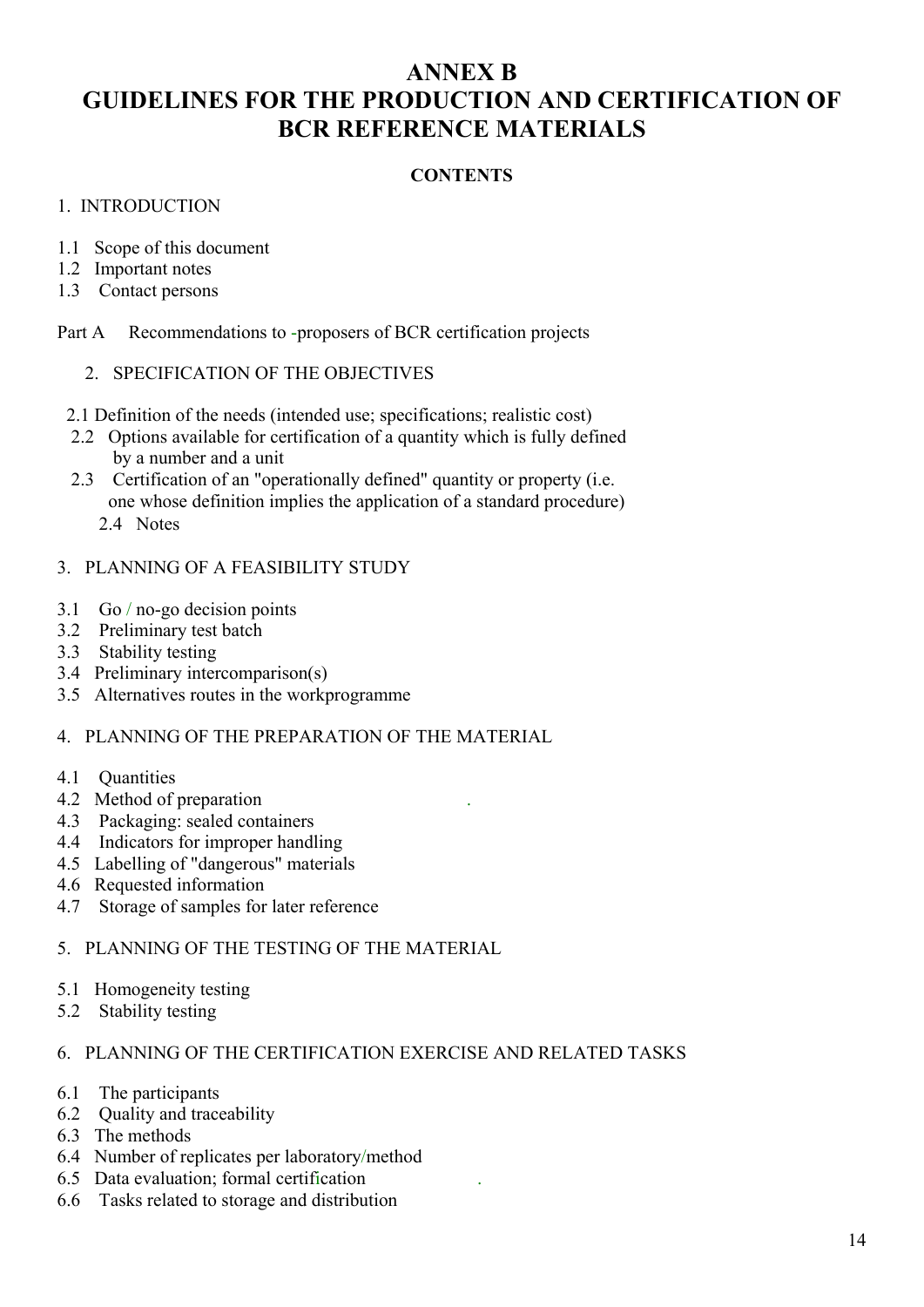# ANNEX B
# GUIDELINES FOR THE PRODUCTION AND CERTIFICATION OF BCR REFERENCE MATERIALS

**CONTENTS**

1. INTRODUCTION

1.1 Scope of this document
1.2 Important notes
1.3 Contact persons

Part A Recommendations to -proposers of BCR certification projects

2. SPECIFICATION OF THE OBJECTIVES

2.1 Definition of the needs (intended use; specifications; realistic cost)
2.2 Options available for certification of a quantity which is fully defined by a number and a unit
2.3 Certification of an "operationally defined" quantity or property (i.e. one whose definition implies the application of a standard procedure)
2.4 Notes

3. PLANNING OF A FEASIBILITY STUDY

3.1 Go / no-go decision points
3.2 Preliminary test batch
3.3 Stability testing
3.4 Preliminary intercomparison(s)
3.5 Alternatives routes in the workprogramme

4. PLANNING OF THE PREPARATION OF THE MATERIAL

4.1 Quantities
4.2 Method of preparation
4.3 Packaging: sealed containers
4.4 Indicators for improper handling
4.5 Labelling of "dangerous" materials
4.6 Requested information
4.7 Storage of samples for later reference

5. PLANNING OF THE TESTING OF THE MATERIAL

5.1 Homogeneity testing
5.2 Stability testing

6. PLANNING OF THE CERTIFICATION EXERCISE AND RELATED TASKS

6.1 The participants
6.2 Quality and traceability
6.3 The methods
6.4 Number of replicates per laboratory/method
6.5 Data evaluation; formal certification
6.6 Tasks related to storage and distribution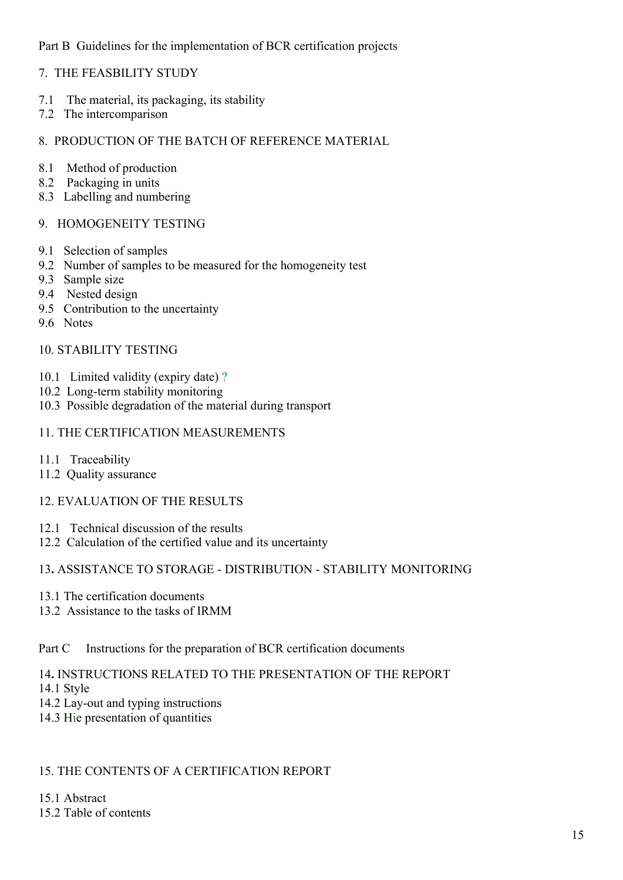Part B Guidelines for the implementation of BCR certification projects

7. THE FEASBILITY STUDY

7.1 The material, its packaging, its stability
7.2 The intercomparison

8. PRODUCTION OF THE BATCH OF REFERENCE MATERIAL

8.1 Method of production
8.2 Packaging in units
8.3 Labelling and numbering

9. HOMOGENEITY TESTING

9.1 Selection of samples
9.2 Number of samples to be measured for the homogeneity test
9.3 Sample size
9.4 Nested design
9.5 Contribution to the uncertainty
9.6 Notes

10. STABILITY TESTING

10.1 Limited validity (expiry date) ?
10.2 Long-term stability monitoring
10.3 Possible degradation of the material during transport

11. THE CERTIFICATION MEASUREMENTS

11.1 Traceability
11.2 Quality assurance

12. EVALUATION OF THE RESULTS

12.1 Technical discussion of the results
12.2 Calculation of the certified value and its uncertainty

13. ASSISTANCE TO STORAGE - DISTRIBUTION - STABILITY MONITORING

13.1 The certification documents
13.2 Assistance to the tasks of IRMM

Part C Instructions for the preparation of BCR certification documents

14. INSTRUCTIONS RELATED TO THE PRESENTATION OF THE REPORT
14.1 Style
14.2 Lay-out and typing instructions
14.3 Hie presentation of quantities

15. THE CONTENTS OF A CERTIFICATION REPORT

15.1 Abstract
15.2 Table of contents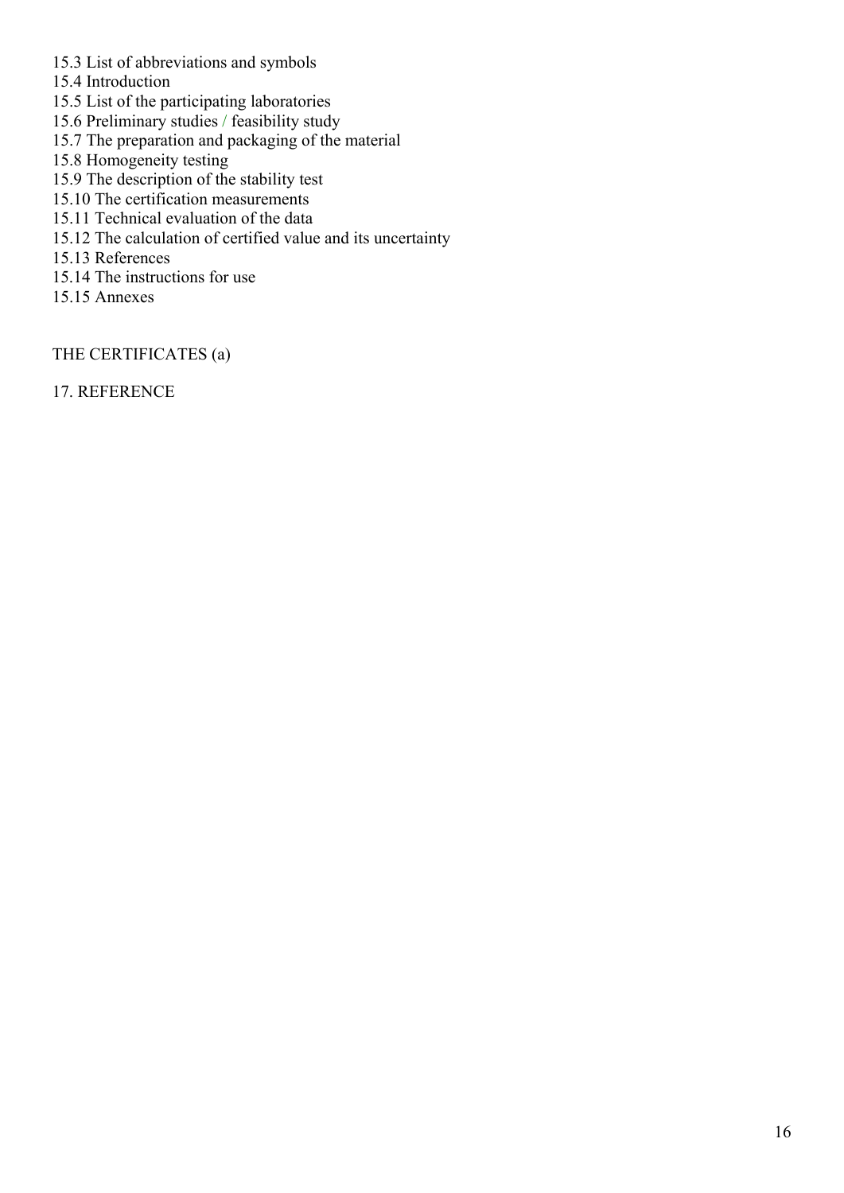15.3 List of abbreviations and symbols
15.4 Introduction
15.5 List of the participating laboratories
15.6 Preliminary studies / feasibility study
15.7 The preparation and packaging of the material
15.8 Homogeneity testing
15.9 The description of the stability test
15.10 The certification measurements
15.11 Technical evaluation of the data
15.12 The calculation of certified value and its uncertainty
15.13 References
15.14 The instructions for use
15.15 Annexes

THE CERTIFICATES (a)

17. REFERENCE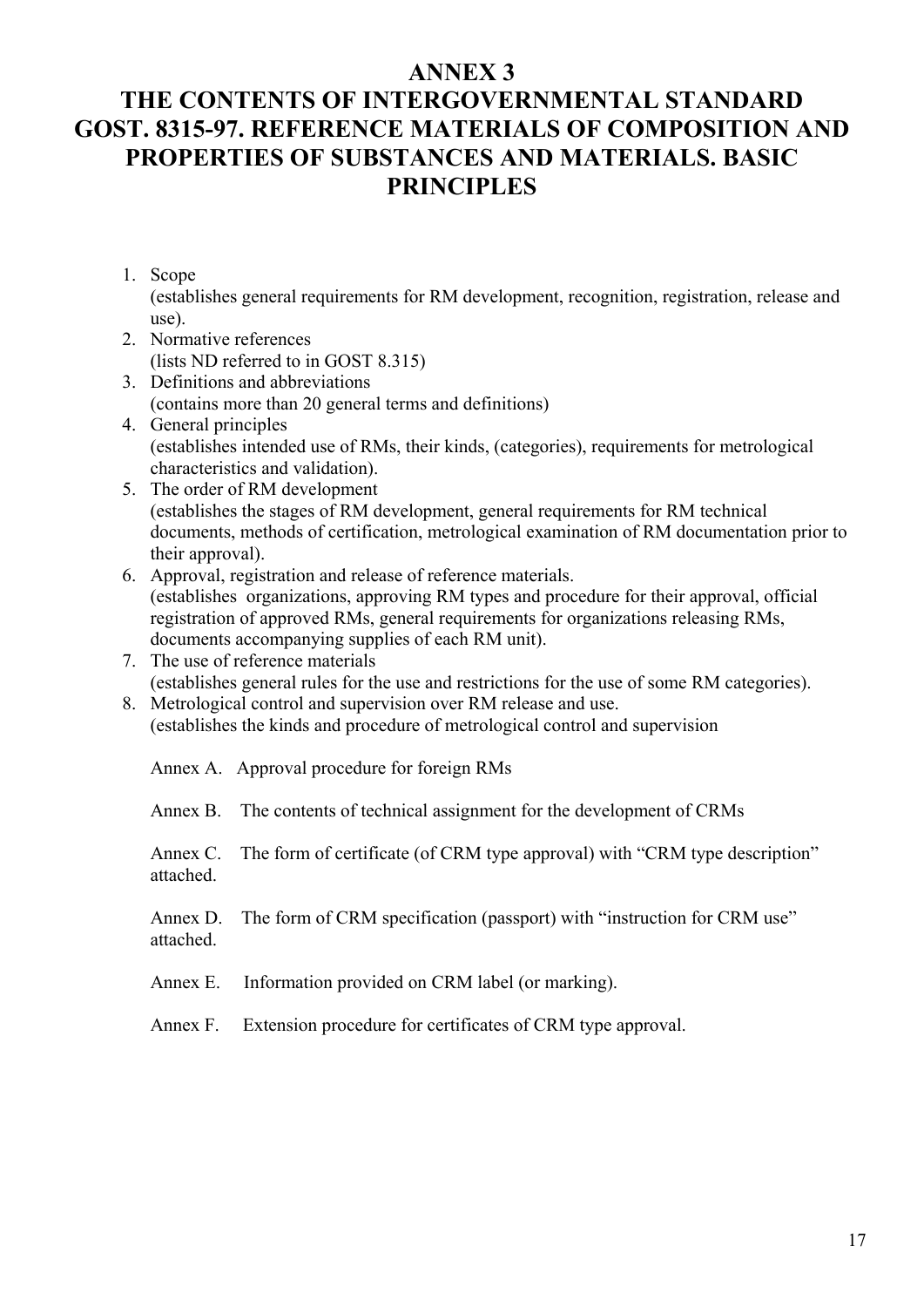# ANNEX 3
# THE CONTENTS OF INTERGOVERNMENTAL STANDARD GOST. 8315-97. REFERENCE MATERIALS OF COMPOSITION AND PROPERTIES OF SUBSTANCES AND MATERIALS. BASIC PRINCIPLES

1. Scope
   (establishes general requirements for RM development, recognition, registration, release and use).
2. Normative references
   (lists ND referred to in GOST 8.315)
3. Definitions and abbreviations
   (contains more than 20 general terms and definitions)
4. General principles
   (establishes intended use of RMs, their kinds, (categories), requirements for metrological characteristics and validation).
5. The order of RM development
   (establishes the stages of RM development, general requirements for RM technical documents, methods of certification, metrological examination of RM documentation prior to their approval).
6. Approval, registration and release of reference materials.
   (establishes organizations, approving RM types and procedure for their approval, official registration of approved RMs, general requirements for organizations releasing RMs, documents accompanying supplies of each RM unit).
7. The use of reference materials
   (establishes general rules for the use and restrictions for the use of some RM categories).
8. Metrological control and supervision over RM release and use.
   (establishes the kinds and procedure of metrological control and supervision

   Annex A. Approval procedure for foreign RMs

   Annex B. The contents of technical assignment for the development of CRMs

   Annex C. The form of certificate (of CRM type approval) with "CRM type description" attached.

   Annex D. The form of CRM specification (passport) with "instruction for CRM use" attached.

   Annex E. Information provided on CRM label (or marking).

   Annex F. Extension procedure for certificates of CRM type approval.